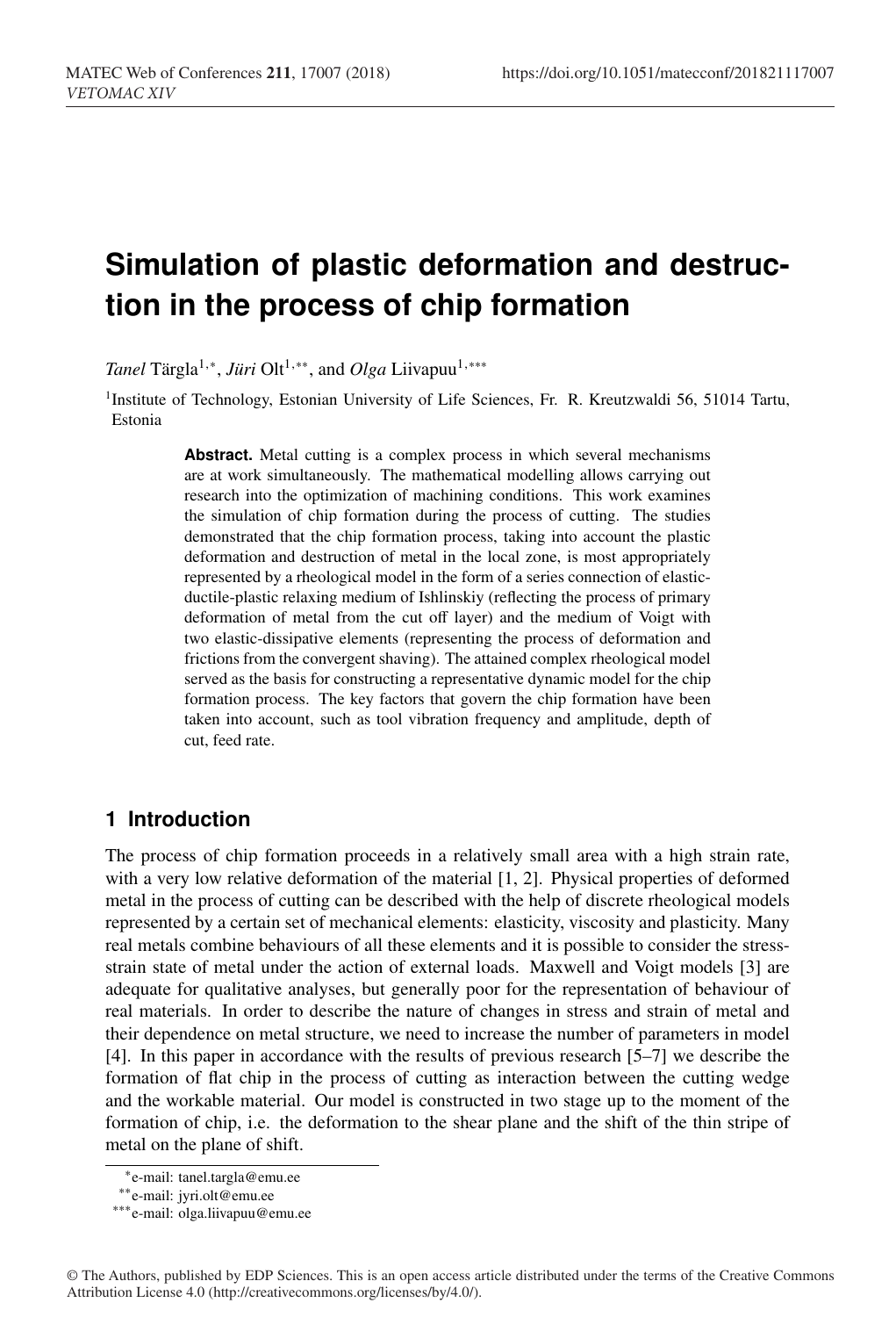# Simulation of plastic deformation and destruction in the process of chip formation

*Tanel* Tärgla[1,*], *Jüri* Olt[1,**], and *Olga* Liivapuu[1,***]

[1]Institute of Technology, Estonian University of Life Sciences, Fr. R. Kreutzwaldi 56, 51014 Tartu, Estonia

**Abstract.** Metal cutting is a complex process in which several mechanisms are at work simultaneously. The mathematical modelling allows carrying out research into the optimization of machining conditions. This work examines the simulation of chip formation during the process of cutting. The studies demonstrated that the chip formation process, taking into account the plastic deformation and destruction of metal in the local zone, is most appropriately represented by a rheological model in the form of a series connection of elastic-ductile-plastic relaxing medium of Ishlinskiy (reflecting the process of primary deformation of metal from the cut off layer) and the medium of Voigt with two elastic-dissipative elements (representing the process of deformation and frictions from the convergent shaving). The attained complex rheological model served as the basis for constructing a representative dynamic model for the chip formation process. The key factors that govern the chip formation have been taken into account, such as tool vibration frequency and amplitude, depth of cut, feed rate.

## 1 Introduction

The process of chip formation proceeds in a relatively small area with a high strain rate, with a very low relative deformation of the material [1, 2]. Physical properties of deformed metal in the process of cutting can be described with the help of discrete rheological models represented by a certain set of mechanical elements: elasticity, viscosity and plasticity. Many real metals combine behaviours of all these elements and it is possible to consider the stress-strain state of metal under the action of external loads. Maxwell and Voigt models [3] are adequate for qualitative analyses, but generally poor for the representation of behaviour of real materials. In order to describe the nature of changes in stress and strain of metal and their dependence on metal structure, we need to increase the number of parameters in model [4]. In this paper in accordance with the results of previous research [5–7] we describe the formation of flat chip in the process of cutting as interaction between the cutting wedge and the workable material. Our model is constructed in two stage up to the moment of the formation of chip, i.e. the deformation to the shear plane and the shift of the thin stripe of metal on the plane of shift.

[*]e-mail: tanel.targla@emu.ee
[**]e-mail: jyri.olt@emu.ee
[***]e-mail: olga.liivapuu@emu.ee

© The Authors, published by EDP Sciences. This is an open access article distributed under the terms of the Creative Commons Attribution License 4.0 (http://creativecommons.org/licenses/by/4.0/).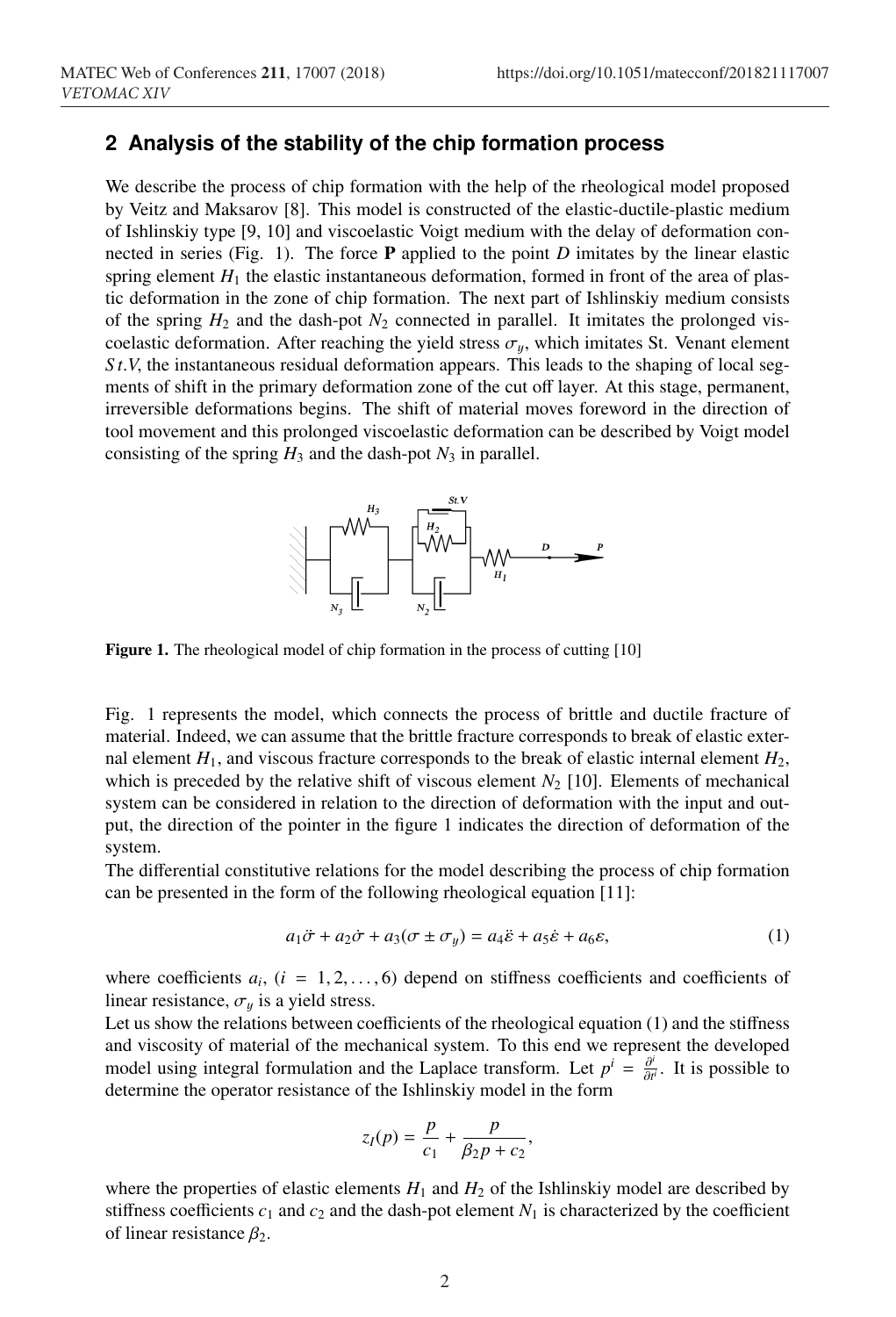## 2 Analysis of the stability of the chip formation process

We describe the process of chip formation with the help of the rheological model proposed by Veitz and Maksarov [8]. This model is constructed of the elastic-ductile-plastic medium of Ishlinskiy type [9, 10] and viscoelastic Voigt medium with the delay of deformation connected in series (Fig. 1). The force **P** applied to the point $D$ imitates by the linear elastic spring element $H_1$ the elastic instantaneous deformation, formed in front of the area of plastic deformation in the zone of chip formation. The next part of Ishlinskiy medium consists of the spring $H_2$ and the dash-pot $N_2$ connected in parallel. It imitates the prolonged viscoelastic deformation. After reaching the yield stress $\sigma_y$, which imitates St. Venant element $St.V$, the instantaneous residual deformation appears. This leads to the shaping of local segments of shift in the primary deformation zone of the cut off layer. At this stage, permanent, irreversible deformations begins. The shift of material moves foreword in the direction of tool movement and this prolonged viscoelastic deformation can be described by Voigt model consisting of the spring $H_3$ and the dash-pot $N_3$ in parallel.

**Figure 1.** The rheological model of chip formation in the process of cutting [10]

Fig. 1 represents the model, which connects the process of brittle and ductile fracture of material. Indeed, we can assume that the brittle fracture corresponds to break of elastic external element $H_1$, and viscous fracture corresponds to the break of elastic internal element $H_2$, which is preceded by the relative shift of viscous element $N_2$ [10]. Elements of mechanical system can be considered in relation to the direction of deformation with the input and output, the direction of the pointer in the figure 1 indicates the direction of deformation of the system.

The differential constitutive relations for the model describing the process of chip formation can be presented in the form of the following rheological equation [11]:

$$a_1\ddot{\sigma} + a_2\dot{\sigma} + a_3(\sigma \pm \sigma_y) = a_4\ddot{\varepsilon} + a_5\dot{\varepsilon} + a_6\varepsilon, \tag{1}$$

where coefficients $a_i$, $(i = 1, 2, \ldots, 6)$ depend on stiffness coefficients and coefficients of linear resistance, $\sigma_y$ is a yield stress.

Let us show the relations between coefficients of the rheological equation (1) and the stiffness and viscosity of material of the mechanical system. To this end we represent the developed model using integral formulation and the Laplace transform. Let $p^i = \frac{\partial^i}{\partial t^i}$. It is possible to determine the operator resistance of the Ishlinskiy model in the form

$$z_I(p) = \frac{p}{c_1} + \frac{p}{\beta_2 p + c_2},$$

where the properties of elastic elements $H_1$ and $H_2$ of the Ishlinskiy model are described by stiffness coefficients $c_1$ and $c_2$ and the dash-pot element $N_1$ is characterized by the coefficient of linear resistance $\beta_2$.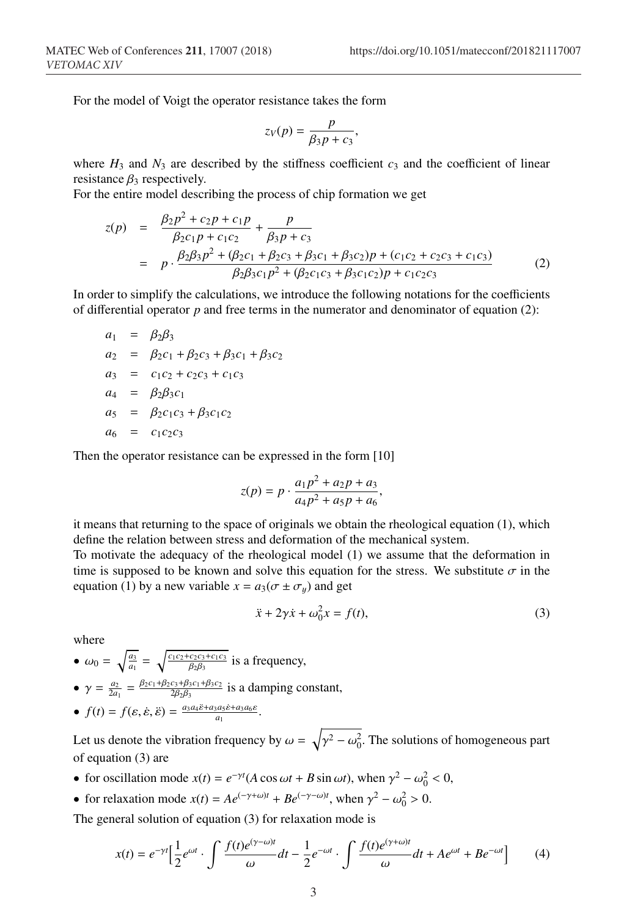For the model of Voigt the operator resistance takes the form

$$z_V(p) = \frac{p}{\beta_3 p + c_3},$$

where $H_3$ and $N_3$ are described by the stiffness coefficient $c_3$ and the coefficient of linear resistance $\beta_3$ respectively.

For the entire model describing the process of chip formation we get

$$\begin{aligned} z(p) &= \frac{\beta_2 p^2 + c_2 p + c_1 p}{\beta_2 c_1 p + c_1 c_2} + \frac{p}{\beta_3 p + c_3} \\ &= p \cdot \frac{\beta_2 \beta_3 p^2 + (\beta_2 c_1 + \beta_2 c_3 + \beta_3 c_1 + \beta_3 c_2)p + (c_1 c_2 + c_2 c_3 + c_1 c_3)}{\beta_2 \beta_3 c_1 p^2 + (\beta_2 c_1 c_3 + \beta_3 c_1 c_2)p + c_1 c_2 c_3} \end{aligned} \tag{2}$$

In order to simplify the calculations, we introduce the following notations for the coefficients of differential operator $p$ and free terms in the numerator and denominator of equation (2):

$$\begin{aligned} a_1 &= \beta_2 \beta_3 \\ a_2 &= \beta_2 c_1 + \beta_2 c_3 + \beta_3 c_1 + \beta_3 c_2 \\ a_3 &= c_1 c_2 + c_2 c_3 + c_1 c_3 \\ a_4 &= \beta_2 \beta_3 c_1 \\ a_5 &= \beta_2 c_1 c_3 + \beta_3 c_1 c_2 \\ a_6 &= c_1 c_2 c_3 \end{aligned}$$

Then the operator resistance can be expressed in the form [10]

$$z(p) = p \cdot \frac{a_1 p^2 + a_2 p + a_3}{a_4 p^2 + a_5 p + a_6},$$

it means that returning to the space of originals we obtain the rheological equation (1), which define the relation between stress and deformation of the mechanical system.

To motivate the adequacy of the rheological model (1) we assume that the deformation in time is supposed to be known and solve this equation for the stress. We substitute $\sigma$ in the equation (1) by a new variable $x = a_3(\sigma \pm \sigma_y)$ and get

$$\ddot{x} + 2\gamma \dot{x} + \omega_0^2 x = f(t), \tag{3}$$

where

- $\omega_0 = \sqrt{\frac{a_3}{a_1}} = \sqrt{\frac{c_1 c_2 + c_2 c_3 + c_1 c_3}{\beta_2 \beta_3}}$ is a frequency,
- $\gamma = \frac{a_2}{2a_1} = \frac{\beta_2 c_1 + \beta_2 c_3 + \beta_3 c_1 + \beta_3 c_2}{2\beta_2 \beta_3}$ is a damping constant,
- $f(t) = f(\varepsilon, \dot{\varepsilon}, \ddot{\varepsilon}) = \frac{a_3 a_4 \ddot{\varepsilon} + a_3 a_5 \dot{\varepsilon} + a_3 a_6 \varepsilon}{a_1}$.

Let us denote the vibration frequency by $\omega = \sqrt{\gamma^2 - \omega_0^2}$. The solutions of homogeneous part of equation (3) are

- for oscillation mode $x(t) = e^{-\gamma t}(A \cos \omega t + B \sin \omega t)$, when $\gamma^2 - \omega_0^2 < 0$,
- for relaxation mode $x(t) = Ae^{(-\gamma + \omega)t} + Be^{(-\gamma - \omega)t}$, when $\gamma^2 - \omega_0^2 > 0$.

The general solution of equation (3) for relaxation mode is

$$x(t) = e^{-\gamma t} \Big[ \frac{1}{2} e^{\omega t} \cdot \int \frac{f(t) e^{(\gamma - \omega)t}}{\omega} dt - \frac{1}{2} e^{-\omega t} \cdot \int \frac{f(t) e^{(\gamma + \omega)t}}{\omega} dt + Ae^{\omega t} + Be^{-\omega t} \Big] \tag{4}$$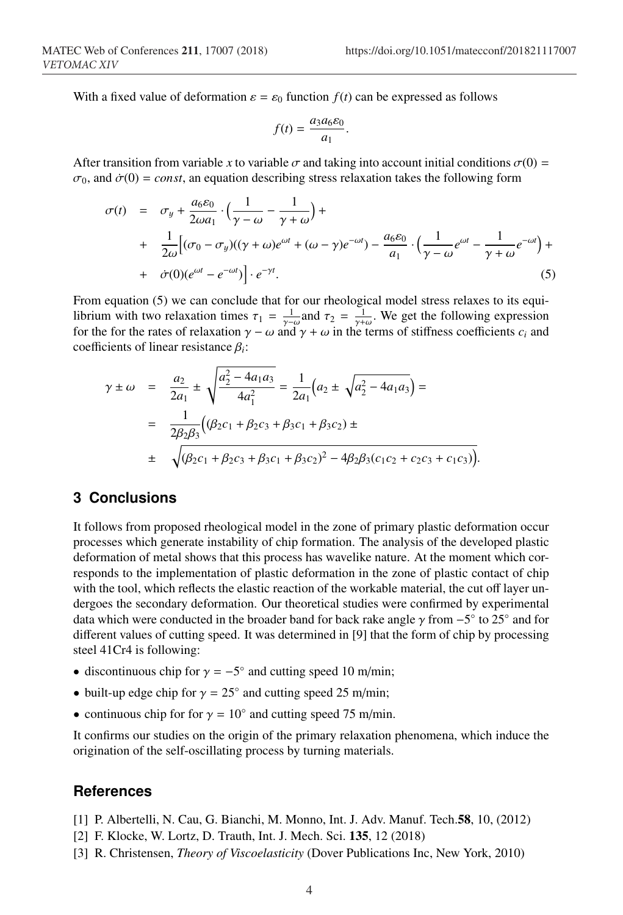With a fixed value of deformation $\varepsilon = \varepsilon_0$ function $f(t)$ can be expressed as follows

$$f(t) = \frac{a_3 a_6 \varepsilon_0}{a_1}.$$

After transition from variable $x$ to variable $\sigma$ and taking into account initial conditions $\sigma(0) = \sigma_0$, and $\dot{\sigma}(0) = const$, an equation describing stress relaxation takes the following form

$$\begin{aligned}
\sigma(t) &= \sigma_y + \frac{a_6 \varepsilon_0}{2\omega a_1} \cdot \Big( \frac{1}{\gamma - \omega} - \frac{1}{\gamma + \omega} \Big) + \\
&+ \frac{1}{2\omega} \Big[ (\sigma_0 - \sigma_y)((\gamma + \omega) e^{\omega t} + (\omega - \gamma) e^{-\omega t}) - \frac{a_6 \varepsilon_0}{a_1} \cdot \Big( \frac{1}{\gamma - \omega} e^{\omega t} - \frac{1}{\gamma + \omega} e^{-\omega t} \Big) + \\
&+ \dot{\sigma}(0)(e^{\omega t} - e^{-\omega t}) \Big] \cdot e^{-\gamma t}. \qquad (5)
\end{aligned}$$

From equation (5) we can conclude that for our rheological model stress relaxes to its equilibrium with two relaxation times $\tau_1 = \frac{1}{\gamma - \omega}$ and $\tau_2 = \frac{1}{\gamma + \omega}$. We get the following expression for the for the rates of relaxation $\gamma - \omega$ and $\gamma + \omega$ in the terms of stiffness coefficients $c_i$ and coefficients of linear resistance $\beta_i$:

$$\begin{aligned}
\gamma \pm \omega &= \frac{a_2}{2a_1} \pm \sqrt{\frac{a_2^2 - 4a_1 a_3}{4a_1^2}} = \frac{1}{2a_1} \Big( a_2 \pm \sqrt{a_2^2 - 4a_1 a_3} \Big) = \\
&= \frac{1}{2\beta_2 \beta_3} \Big( (\beta_2 c_1 + \beta_2 c_3 + \beta_3 c_1 + \beta_3 c_2) \pm \\
&\pm \sqrt{(\beta_2 c_1 + \beta_2 c_3 + \beta_3 c_1 + \beta_3 c_2)^2 - 4\beta_2 \beta_3 (c_1 c_2 + c_2 c_3 + c_1 c_3)} \Big).
\end{aligned}$$

## 3 Conclusions

It follows from proposed rheological model in the zone of primary plastic deformation occur processes which generate instability of chip formation. The analysis of the developed plastic deformation of metal shows that this process has wavelike nature. At the moment which corresponds to the implementation of plastic deformation in the zone of plastic contact of chip with the tool, which reflects the elastic reaction of the workable material, the cut off layer undergoes the secondary deformation. Our theoretical studies were confirmed by experimental data which were conducted in the broader band for back rake angle $\gamma$ from $-5^\circ$ to $25^\circ$ and for different values of cutting speed. It was determined in [9] that the form of chip by processing steel 41Cr4 is following:

- discontinuous chip for $\gamma = -5^\circ$ and cutting speed 10 m/min;
- built-up edge chip for $\gamma = 25^\circ$ and cutting speed 25 m/min;
- continuous chip for for $\gamma = 10^\circ$ and cutting speed 75 m/min.

It confirms our studies on the origin of the primary relaxation phenomena, which induce the origination of the self-oscillating process by turning materials.

## References

[1] P. Albertelli, N. Cau, G. Bianchi, M. Monno, Int. J. Adv. Manuf. Tech.**58**, 10, (2012)

[2] F. Klocke, W. Lortz, D. Trauth, Int. J. Mech. Sci. **135**, 12 (2018)

[3] R. Christensen, *Theory of Viscoelasticity* (Dover Publications Inc, New York, 2010)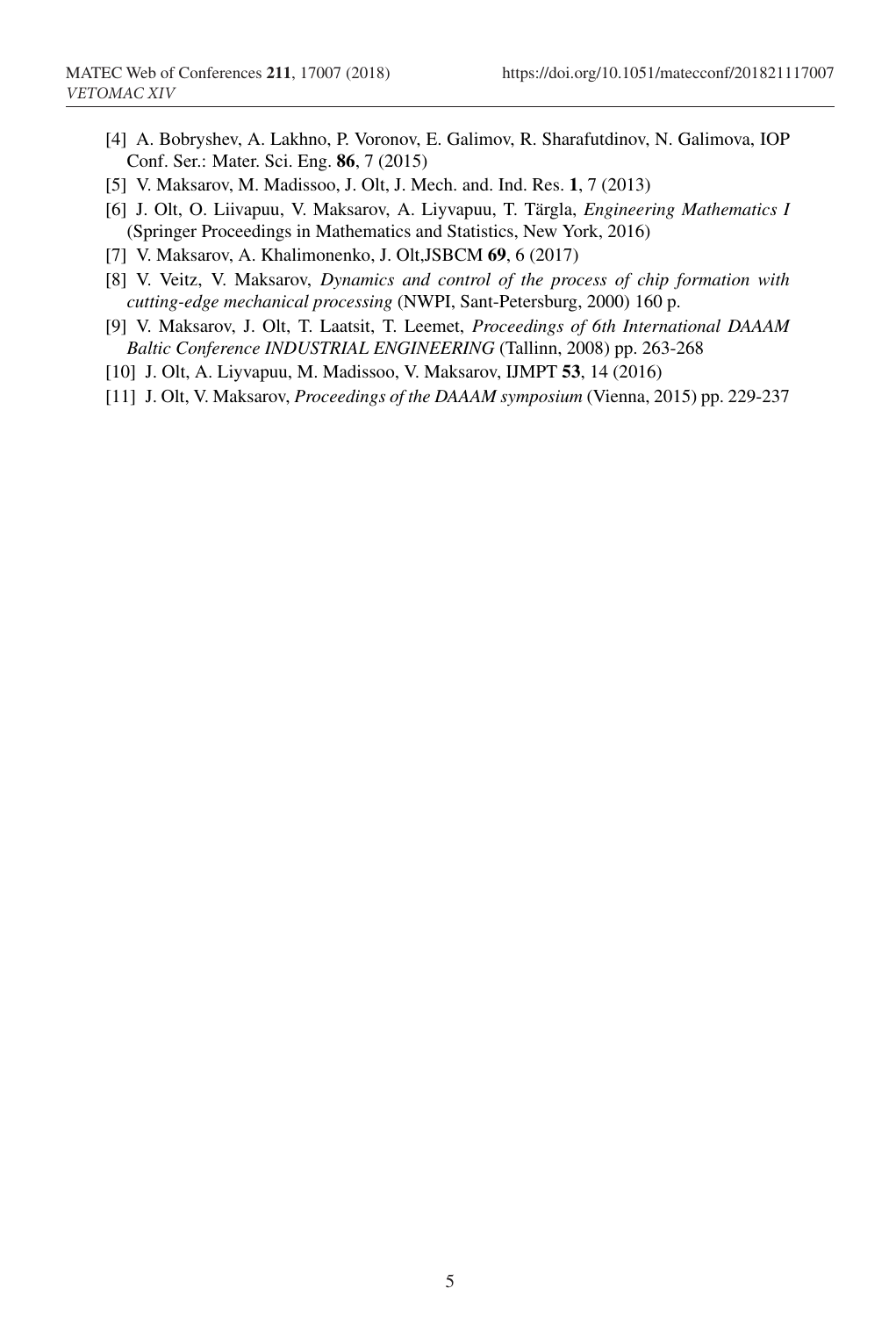[4] A. Bobryshev, A. Lakhno, P. Voronov, E. Galimov, R. Sharafutdinov, N. Galimova, IOP Conf. Ser.: Mater. Sci. Eng. **86**, 7 (2015)

[5] V. Maksarov, M. Madissoo, J. Olt, J. Mech. and. Ind. Res. **1**, 7 (2013)

[6] J. Olt, O. Liivapuu, V. Maksarov, A. Liyvapuu, T. Tärgla, *Engineering Mathematics I* (Springer Proceedings in Mathematics and Statistics, New York, 2016)

[7] V. Maksarov, A. Khalimonenko, J. Olt,JSBCM **69**, 6 (2017)

[8] V. Veitz, V. Maksarov, *Dynamics and control of the process of chip formation with cutting-edge mechanical processing* (NWPI, Sant-Petersburg, 2000) 160 p.

[9] V. Maksarov, J. Olt, T. Laatsit, T. Leemet, *Proceedings of 6th International DAAAM Baltic Conference INDUSTRIAL ENGINEERING* (Tallinn, 2008) pp. 263-268

[10] J. Olt, A. Liyvapuu, M. Madissoo, V. Maksarov, IJMPT **53**, 14 (2016)

[11] J. Olt, V. Maksarov, *Proceedings of the DAAAM symposium* (Vienna, 2015) pp. 229-237